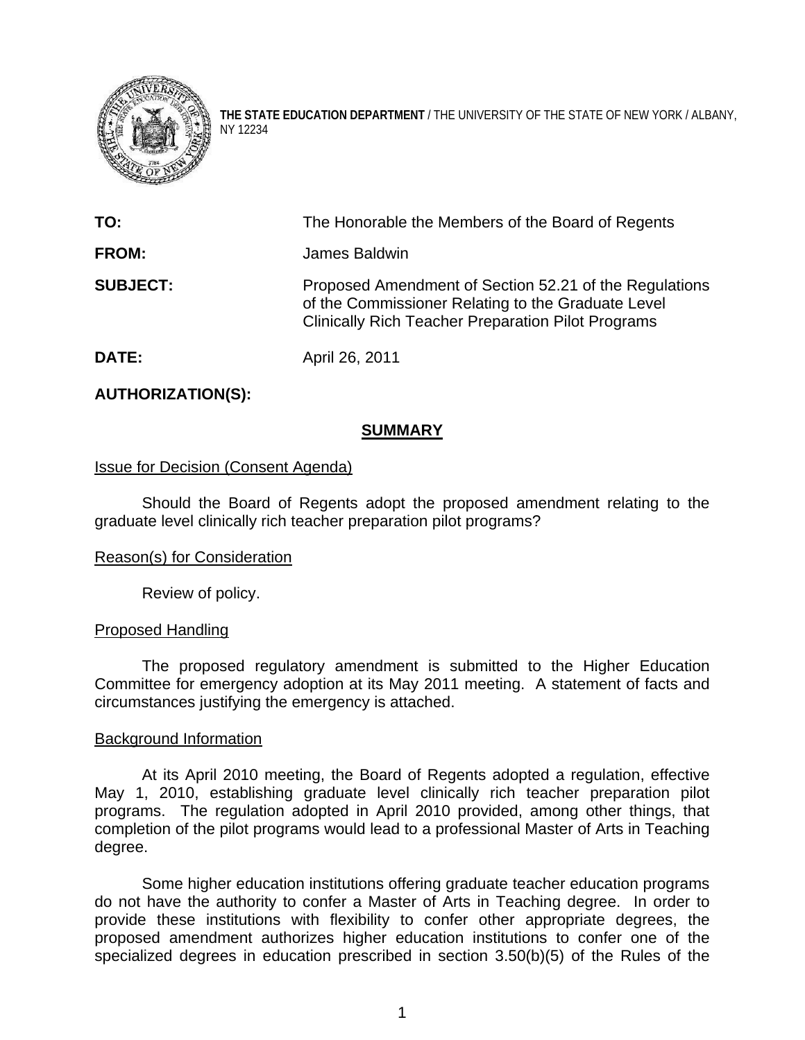**THE STATE EDUCATION DEPARTMENT** / THE UNIVERSITY OF THE STATE OF NEW YORK / ALBANY, NY 12234

**TO:** The Honorable the Members of the Board of Regents

**FROM:** James Baldwin

**SUBJECT:** Proposed Amendment of Section 52.21 of the Regulations of the Commissioner Relating to the Graduate Level Clinically Rich Teacher Preparation Pilot Programs

**DATE:** April 26, 2011

**AUTHORIZATION(S):**

## SUMMARY

Issue for Decision (Consent Agenda)

Should the Board of Regents adopt the proposed amendment relating to the graduate level clinically rich teacher preparation pilot programs?

Reason(s) for Consideration

Review of policy.

Proposed Handling

The proposed regulatory amendment is submitted to the Higher Education Committee for emergency adoption at its May 2011 meeting. A statement of facts and circumstances justifying the emergency is attached.

Background Information

At its April 2010 meeting, the Board of Regents adopted a regulation, effective May 1, 2010, establishing graduate level clinically rich teacher preparation pilot programs. The regulation adopted in April 2010 provided, among other things, that completion of the pilot programs would lead to a professional Master of Arts in Teaching degree.

Some higher education institutions offering graduate teacher education programs do not have the authority to confer a Master of Arts in Teaching degree. In order to provide these institutions with flexibility to confer other appropriate degrees, the proposed amendment authorizes higher education institutions to confer one of the specialized degrees in education prescribed in section 3.50(b)(5) of the Rules of the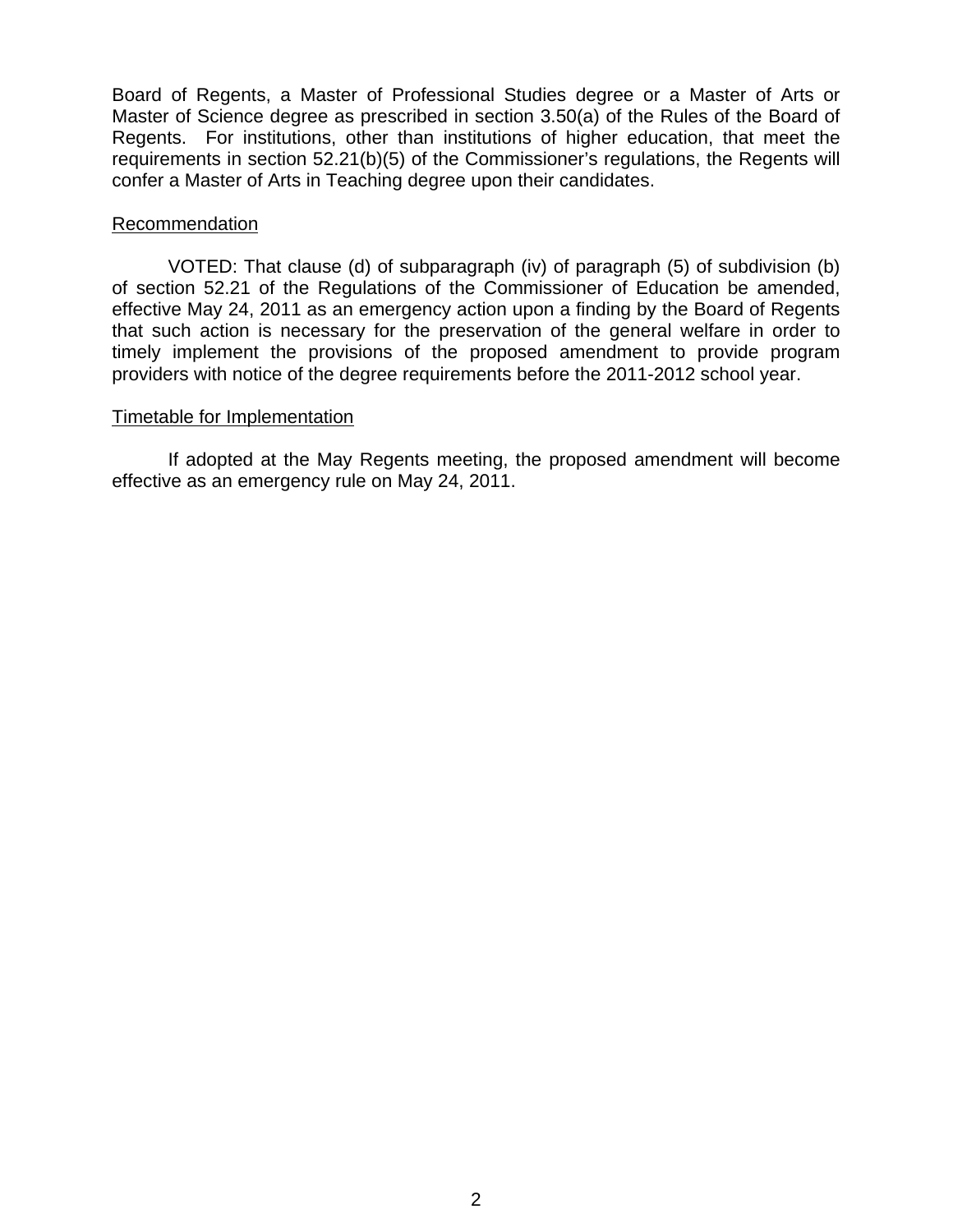Board of Regents, a Master of Professional Studies degree or a Master of Arts or Master of Science degree as prescribed in section 3.50(a) of the Rules of the Board of Regents. For institutions, other than institutions of higher education, that meet the requirements in section 52.21(b)(5) of the Commissioner's regulations, the Regents will confer a Master of Arts in Teaching degree upon their candidates.

## Recommendation

VOTED: That clause (d) of subparagraph (iv) of paragraph (5) of subdivision (b) of section 52.21 of the Regulations of the Commissioner of Education be amended, effective May 24, 2011 as an emergency action upon a finding by the Board of Regents that such action is necessary for the preservation of the general welfare in order to timely implement the provisions of the proposed amendment to provide program providers with notice of the degree requirements before the 2011-2012 school year.

## Timetable for Implementation

If adopted at the May Regents meeting, the proposed amendment will become effective as an emergency rule on May 24, 2011.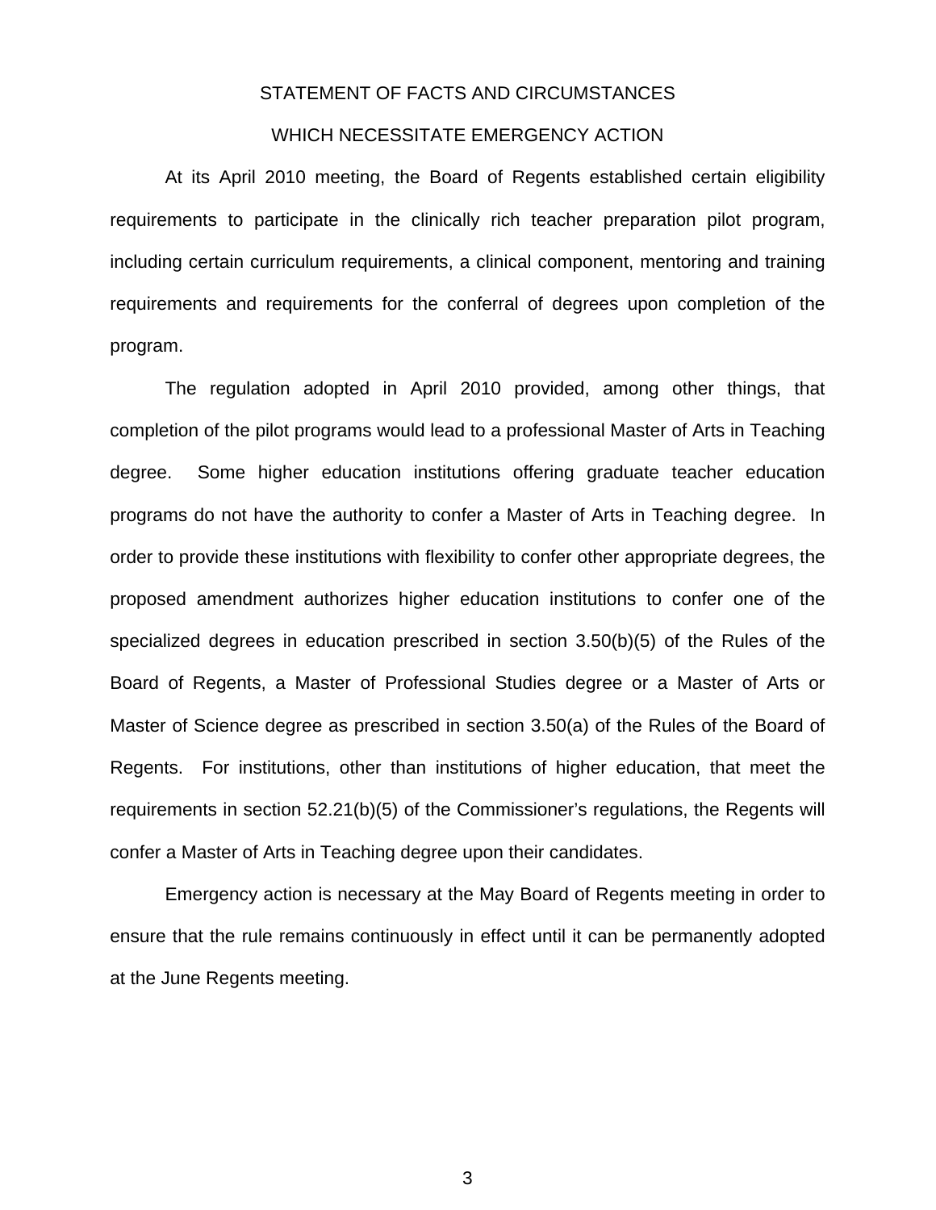## STATEMENT OF FACTS AND CIRCUMSTANCES WHICH NECESSITATE EMERGENCY ACTION

At its April 2010 meeting, the Board of Regents established certain eligibility requirements to participate in the clinically rich teacher preparation pilot program, including certain curriculum requirements, a clinical component, mentoring and training requirements and requirements for the conferral of degrees upon completion of the program.

The regulation adopted in April 2010 provided, among other things, that completion of the pilot programs would lead to a professional Master of Arts in Teaching degree. Some higher education institutions offering graduate teacher education programs do not have the authority to confer a Master of Arts in Teaching degree. In order to provide these institutions with flexibility to confer other appropriate degrees, the proposed amendment authorizes higher education institutions to confer one of the specialized degrees in education prescribed in section 3.50(b)(5) of the Rules of the Board of Regents, a Master of Professional Studies degree or a Master of Arts or Master of Science degree as prescribed in section 3.50(a) of the Rules of the Board of Regents. For institutions, other than institutions of higher education, that meet the requirements in section 52.21(b)(5) of the Commissioner's regulations, the Regents will confer a Master of Arts in Teaching degree upon their candidates.

Emergency action is necessary at the May Board of Regents meeting in order to ensure that the rule remains continuously in effect until it can be permanently adopted at the June Regents meeting.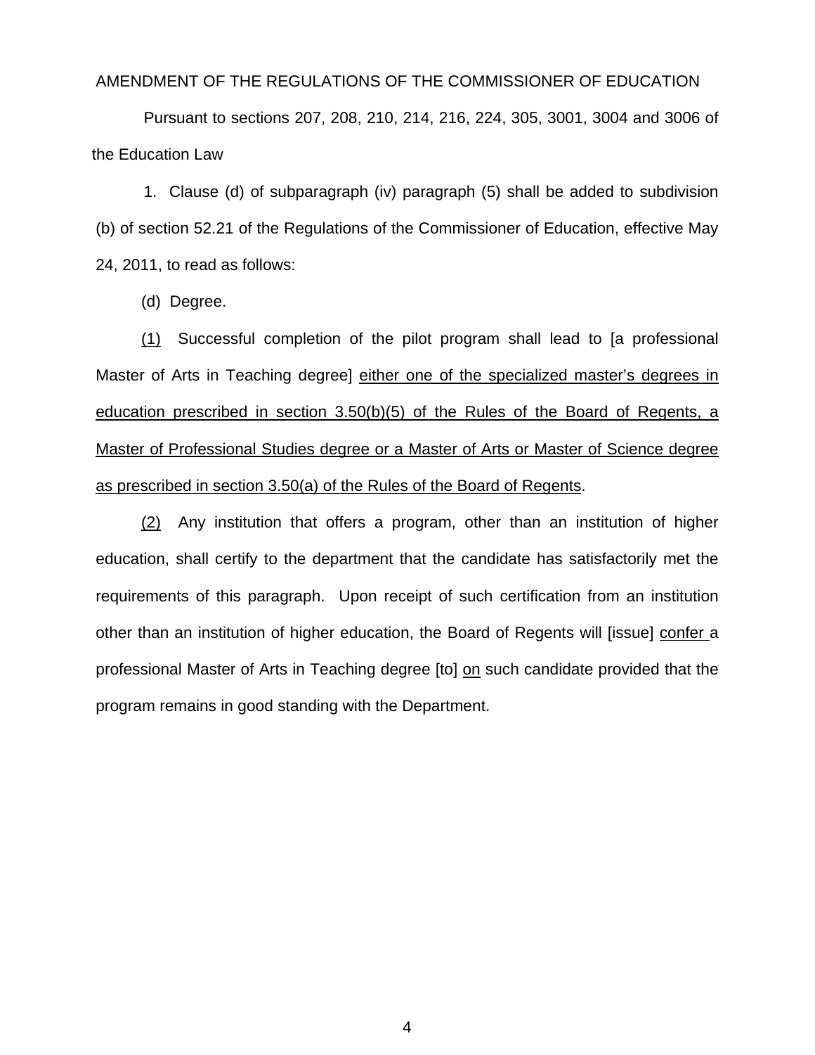AMENDMENT OF THE REGULATIONS OF THE COMMISSIONER OF EDUCATION

Pursuant to sections 207, 208, 210, 214, 216, 224, 305, 3001, 3004 and 3006 of the Education Law

1. Clause (d) of subparagraph (iv) paragraph (5) shall be added to subdivision (b) of section 52.21 of the Regulations of the Commissioner of Education, effective May 24, 2011, to read as follows:

(d) Degree.

<u>(1)</u> Successful completion of the pilot program shall lead to [a professional Master of Arts in Teaching degree] <u>either one of the specialized master's degrees in education prescribed in section 3.50(b)(5) of the Rules of the Board of Regents, a Master of Professional Studies degree or a Master of Arts or Master of Science degree as prescribed in section 3.50(a) of the Rules of the Board of Regents</u>.

<u>(2)</u> Any institution that offers a program, other than an institution of higher education, shall certify to the department that the candidate has satisfactorily met the requirements of this paragraph. Upon receipt of such certification from an institution other than an institution of higher education, the Board of Regents will [issue] <u>confer</u> a professional Master of Arts in Teaching degree [to] <u>on</u> such candidate provided that the program remains in good standing with the Department.